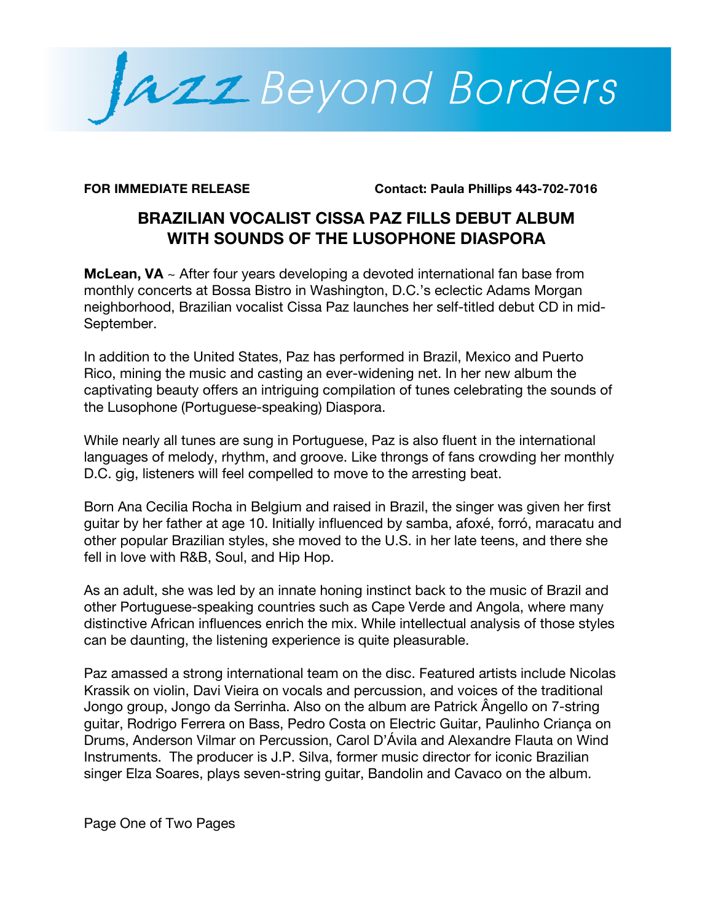# Jazz Beyond Borders

**FOR IMMEDIATE RELEASE** **Contact: Paula Phillips 443-702-7016**

## BRAZILIAN VOCALIST CISSA PAZ FILLS DEBUT ALBUM WITH SOUNDS OF THE LUSOPHONE DIASPORA

**McLean, VA** ~ After four years developing a devoted international fan base from monthly concerts at Bossa Bistro in Washington, D.C.'s eclectic Adams Morgan neighborhood, Brazilian vocalist Cissa Paz launches her self-titled debut CD in mid-September.

In addition to the United States, Paz has performed in Brazil, Mexico and Puerto Rico, mining the music and casting an ever-widening net. In her new album the captivating beauty offers an intriguing compilation of tunes celebrating the sounds of the Lusophone (Portuguese-speaking) Diaspora.

While nearly all tunes are sung in Portuguese, Paz is also fluent in the international languages of melody, rhythm, and groove. Like throngs of fans crowding her monthly D.C. gig, listeners will feel compelled to move to the arresting beat.

Born Ana Cecilia Rocha in Belgium and raised in Brazil, the singer was given her first guitar by her father at age 10. Initially influenced by samba, afoxé, forró, maracatu and other popular Brazilian styles, she moved to the U.S. in her late teens, and there she fell in love with R&B, Soul, and Hip Hop.

As an adult, she was led by an innate honing instinct back to the music of Brazil and other Portuguese-speaking countries such as Cape Verde and Angola, where many distinctive African influences enrich the mix. While intellectual analysis of those styles can be daunting, the listening experience is quite pleasurable.

Paz amassed a strong international team on the disc. Featured artists include Nicolas Krassik on violin, Davi Vieira on vocals and percussion, and voices of the traditional Jongo group, Jongo da Serrinha. Also on the album are Patrick Ângello on 7-string guitar, Rodrigo Ferrera on Bass, Pedro Costa on Electric Guitar, Paulinho Criança on Drums, Anderson Vilmar on Percussion, Carol D'Ávila and Alexandre Flauta on Wind Instruments. The producer is J.P. Silva, former music director for iconic Brazilian singer Elza Soares, plays seven-string guitar, Bandolin and Cavaco on the album.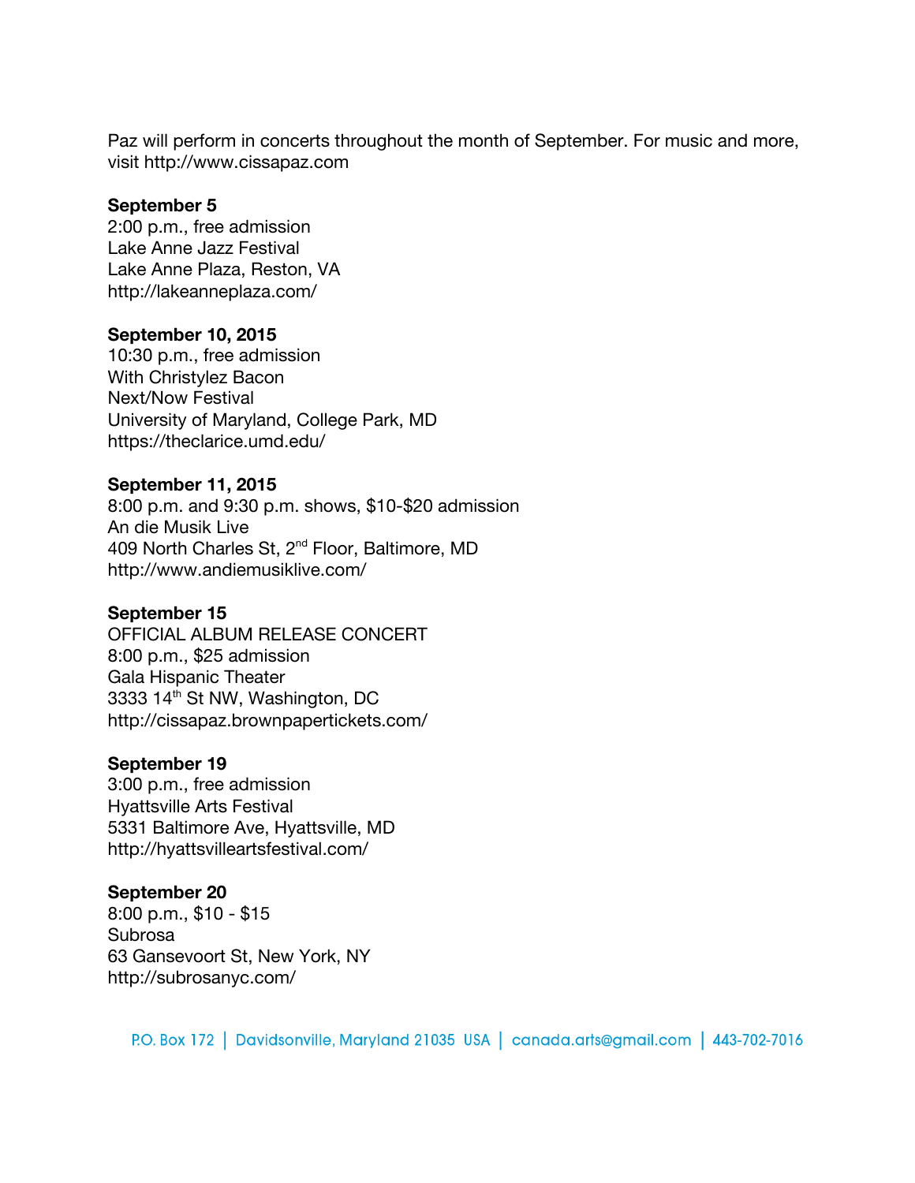Paz will perform in concerts throughout the month of September. For music and more, visit http://www.cissapaz.com

**September 5**
2:00 p.m., free admission
Lake Anne Jazz Festival
Lake Anne Plaza, Reston, VA
http://lakeanneplaza.com/

**September 10, 2015**
10:30 p.m., free admission
With Christylez Bacon
Next/Now Festival
University of Maryland, College Park, MD
https://theclarice.umd.edu/

**September 11, 2015**
8:00 p.m. and 9:30 p.m. shows, $10-$20 admission
An die Musik Live
409 North Charles St, 2nd Floor, Baltimore, MD
http://www.andiemusiklive.com/

**September 15**
OFFICIAL ALBUM RELEASE CONCERT
8:00 p.m., $25 admission
Gala Hispanic Theater
3333 14th St NW, Washington, DC
http://cissapaz.brownpapertickets.com/

**September 19**
3:00 p.m., free admission
Hyattsville Arts Festival
5331 Baltimore Ave, Hyattsville, MD
http://hyattsvilleartsfestival.com/

**September 20**
8:00 p.m., $10 - $15
Subrosa
63 Gansevoort St, New York, NY
http://subrosanyc.com/

P.O. Box 172 | Davidsonville, Maryland 21035 USA | canada.arts@gmail.com | 443-702-7016